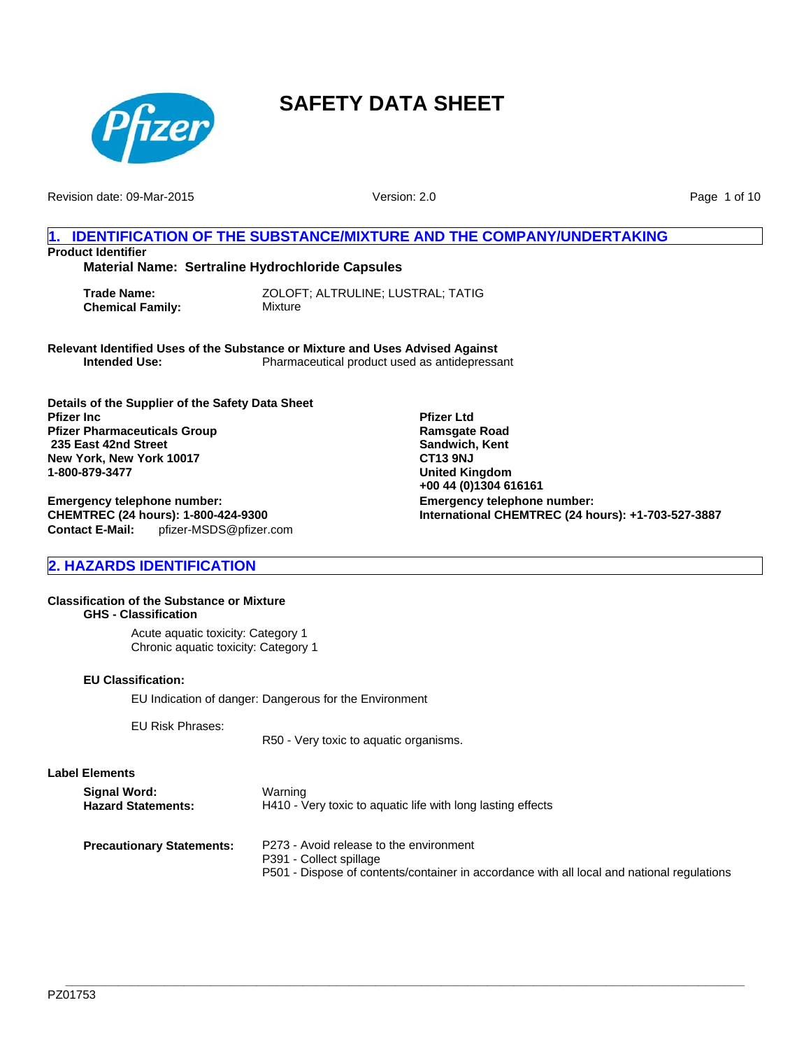# SAFETY DATA SHEET

Revision date: 09-Mar-2015

Version: 2.0

## 1. IDENTIFICATION OF THE SUBSTANCE/MIXTURE AND THE COMPANY/UNDERTAKING

**Product Identifier**

**Material Name: Sertraline Hydrochloride Capsules**

**Trade Name:** ZOLOFT; ALTRULINE; LUSTRAL; TATIG
**Chemical Family:** Mixture

**Relevant Identified Uses of the Substance or Mixture and Uses Advised Against**
**Intended Use:** Pharmaceutical product used as antidepressant

**Details of the Supplier of the Safety Data Sheet**

**Pfizer Inc**
**Pfizer Pharmaceuticals Group**
**235 East 42nd Street**
**New York, New York 10017**
**1-800-879-3477**

**Emergency telephone number:**
**CHEMTREC (24 hours): 1-800-424-9300**
**Contact E-Mail:** pfizer-MSDS@pfizer.com

**Pfizer Ltd**
**Ramsgate Road**
**Sandwich, Kent**
**CT13 9NJ**
**United Kingdom**
**+00 44 (0)1304 616161**

**Emergency telephone number:**
**International CHEMTREC (24 hours): +1-703-527-3887**

## 2. HAZARDS IDENTIFICATION

**Classification of the Substance or Mixture**

**GHS - Classification**

Acute aquatic toxicity: Category 1
Chronic aquatic toxicity: Category 1

**EU Classification:**

EU Indication of danger: Dangerous for the Environment

EU Risk Phrases:

R50 - Very toxic to aquatic organisms.

**Label Elements**

**Signal Word:** Warning
**Hazard Statements:** H410 - Very toxic to aquatic life with long lasting effects

**Precautionary Statements:**
P273 - Avoid release to the environment
P391 - Collect spillage
P501 - Dispose of contents/container in accordance with all local and national regulations

PZ01753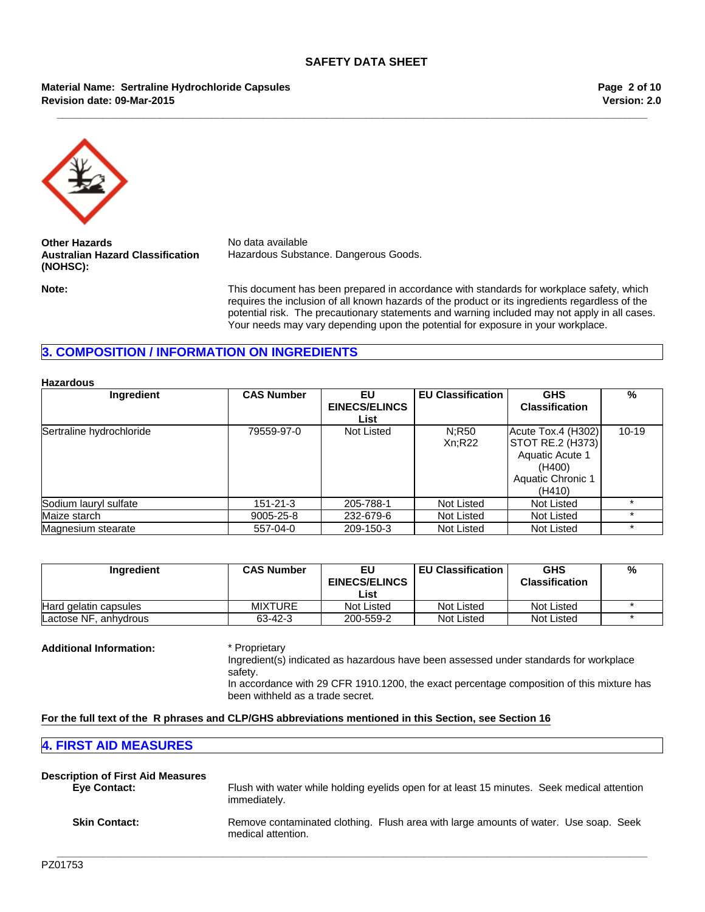**Other Hazards** No data available

**Australian Hazard Classification (NOHSC):** Hazardous Substance. Dangerous Goods.

**Note:** This document has been prepared in accordance with standards for workplace safety, which requires the inclusion of all known hazards of the product or its ingredients regardless of the potential risk. The precautionary statements and warning included may not apply in all cases. Your needs may vary depending upon the potential for exposure in your workplace.

## 3. COMPOSITION / INFORMATION ON INGREDIENTS

**Hazardous**

| Ingredient | CAS Number | EU EINECS/ELINCS List | EU Classification | GHS Classification | % |
|---|---|---|---|---|---|
| Sertraline hydrochloride | 79559-97-0 | Not Listed | N;R50 Xn;R22 | Acute Tox.4 (H302) STOT RE.2 (H373) Aquatic Acute 1 (H400) Aquatic Chronic 1 (H410) | 10-19 |
| Sodium lauryl sulfate | 151-21-3 | 205-788-1 | Not Listed | Not Listed | * |
| Maize starch | 9005-25-8 | 232-679-6 | Not Listed | Not Listed | * |
| Magnesium stearate | 557-04-0 | 209-150-3 | Not Listed | Not Listed | * |

| Ingredient | CAS Number | EU EINECS/ELINCS List | EU Classification | GHS Classification | % |
|---|---|---|---|---|---|
| Hard gelatin capsules | MIXTURE | Not Listed | Not Listed | Not Listed | * |
| Lactose NF, anhydrous | 63-42-3 | 200-559-2 | Not Listed | Not Listed | * |

**Additional Information:** * Proprietary
Ingredient(s) indicated as hazardous have been assessed under standards for workplace safety.
In accordance with 29 CFR 1910.1200, the exact percentage composition of this mixture has been withheld as a trade secret.

**For the full text of the R phrases and CLP/GHS abbreviations mentioned in this Section, see Section 16**

## 4. FIRST AID MEASURES

**Description of First Aid Measures**

**Eye Contact:** Flush with water while holding eyelids open for at least 15 minutes. Seek medical attention immediately.

**Skin Contact:** Remove contaminated clothing. Flush area with large amounts of water. Use soap. Seek medical attention.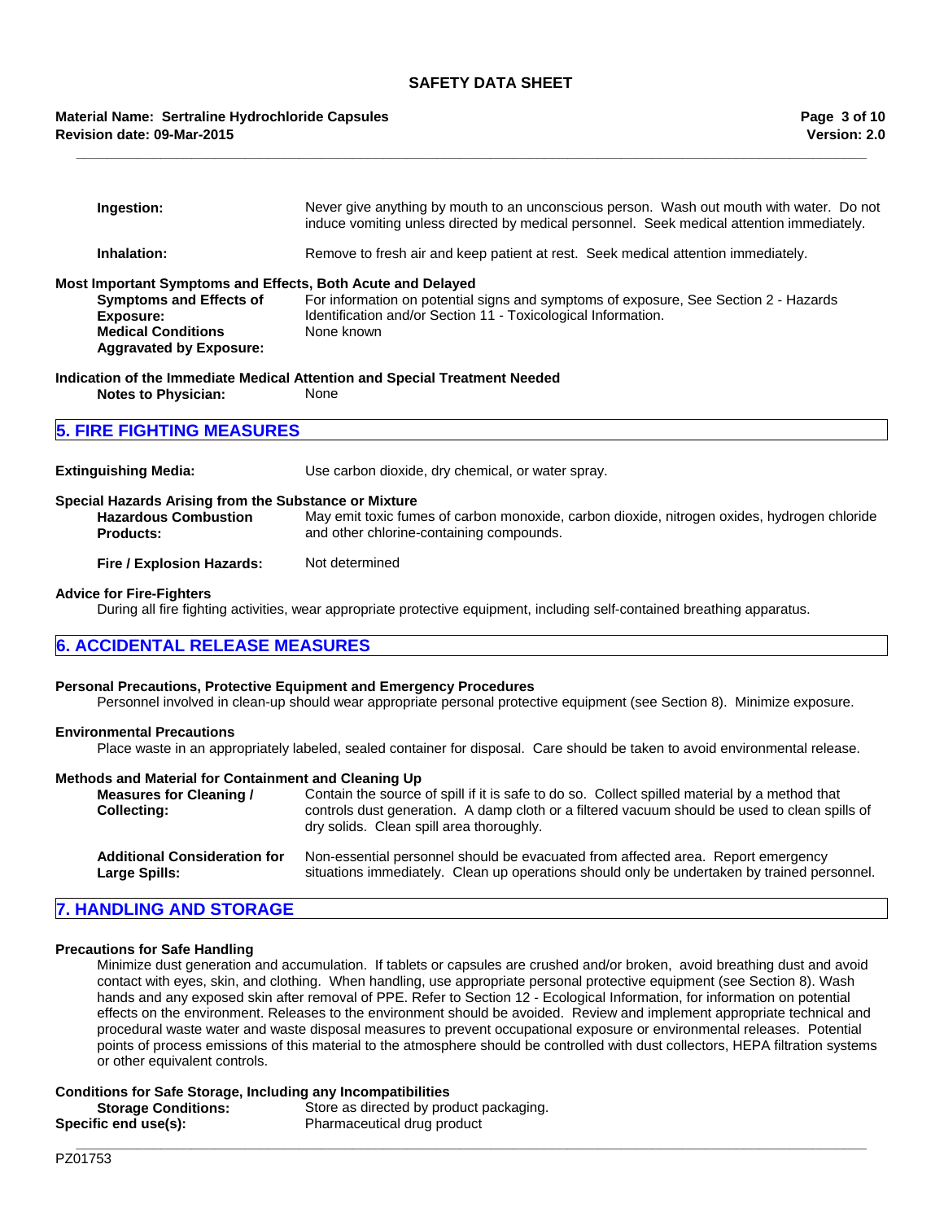**Ingestion:** Never give anything by mouth to an unconscious person. Wash out mouth with water. Do not induce vomiting unless directed by medical personnel. Seek medical attention immediately.

**Inhalation:** Remove to fresh air and keep patient at rest. Seek medical attention immediately.

**Most Important Symptoms and Effects, Both Acute and Delayed**

**Symptoms and Effects of Exposure:** For information on potential signs and symptoms of exposure, See Section 2 - Hazards Identification and/or Section 11 - Toxicological Information.

**Medical Conditions Aggravated by Exposure:** None known

**Indication of the Immediate Medical Attention and Special Treatment Needed**

**Notes to Physician:** None

## 5. FIRE FIGHTING MEASURES

**Extinguishing Media:** Use carbon dioxide, dry chemical, or water spray.

**Special Hazards Arising from the Substance or Mixture**

**Hazardous Combustion Products:** May emit toxic fumes of carbon monoxide, carbon dioxide, nitrogen oxides, hydrogen chloride and other chlorine-containing compounds.

**Fire / Explosion Hazards:** Not determined

**Advice for Fire-Fighters**

During all fire fighting activities, wear appropriate protective equipment, including self-contained breathing apparatus.

## 6. ACCIDENTAL RELEASE MEASURES

**Personal Precautions, Protective Equipment and Emergency Procedures**

Personnel involved in clean-up should wear appropriate personal protective equipment (see Section 8). Minimize exposure.

**Environmental Precautions**

Place waste in an appropriately labeled, sealed container for disposal. Care should be taken to avoid environmental release.

**Methods and Material for Containment and Cleaning Up**

**Measures for Cleaning / Collecting:** Contain the source of spill if it is safe to do so. Collect spilled material by a method that controls dust generation. A damp cloth or a filtered vacuum should be used to clean spills of dry solids. Clean spill area thoroughly.

**Additional Consideration for Large Spills:** Non-essential personnel should be evacuated from affected area. Report emergency situations immediately. Clean up operations should only be undertaken by trained personnel.

## 7. HANDLING AND STORAGE

**Precautions for Safe Handling**

Minimize dust generation and accumulation. If tablets or capsules are crushed and/or broken, avoid breathing dust and avoid contact with eyes, skin, and clothing. When handling, use appropriate personal protective equipment (see Section 8). Wash hands and any exposed skin after removal of PPE. Refer to Section 12 - Ecological Information, for information on potential effects on the environment. Releases to the environment should be avoided. Review and implement appropriate technical and procedural waste water and waste disposal measures to prevent occupational exposure or environmental releases. Potential points of process emissions of this material to the atmosphere should be controlled with dust collectors, HEPA filtration systems or other equivalent controls.

**Conditions for Safe Storage, Including any Incompatibilities**

**Storage Conditions:** Store as directed by product packaging.

**Specific end use(s):** Pharmaceutical drug product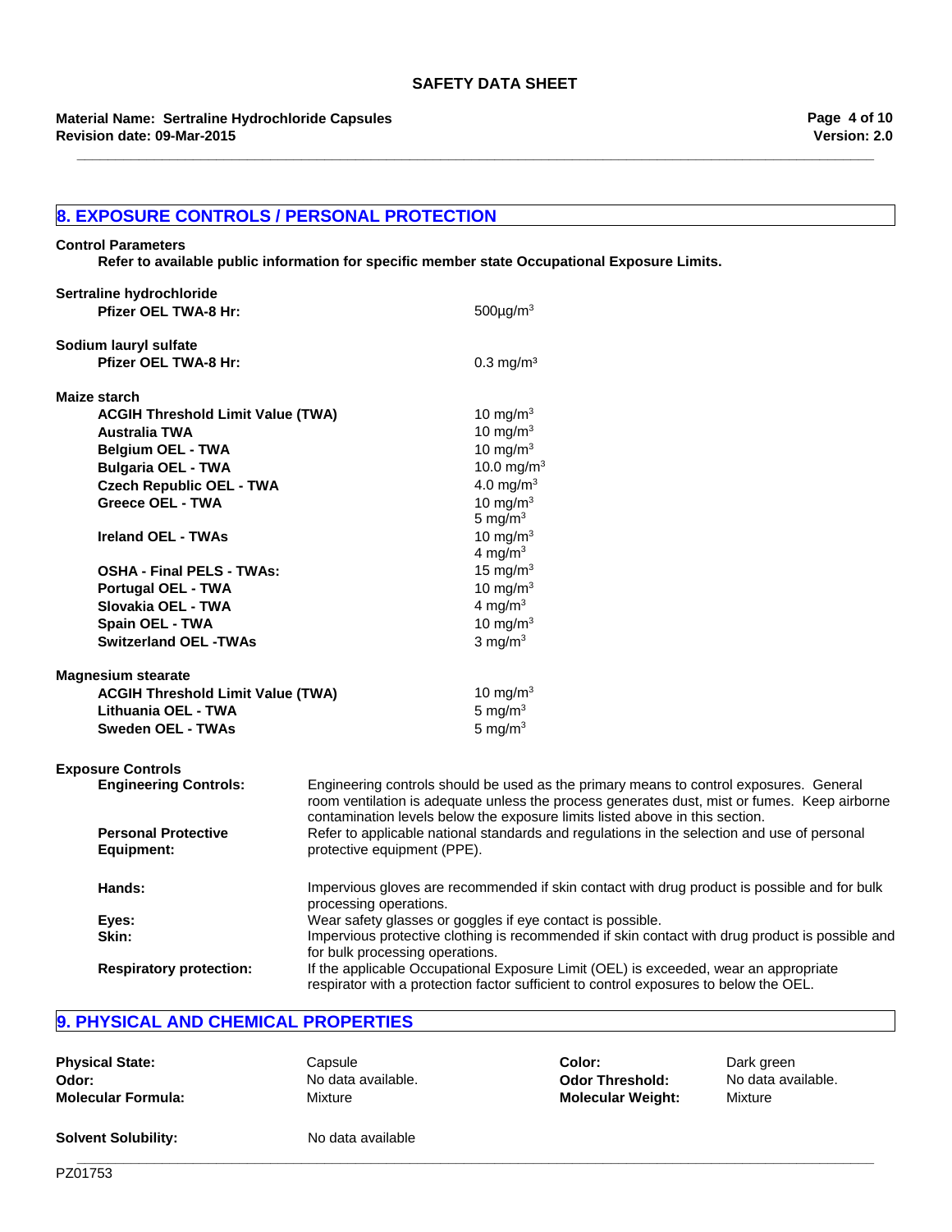## 8. EXPOSURE CONTROLS / PERSONAL PROTECTION

**Control Parameters**

**Refer to available public information for specific member state Occupational Exposure Limits.**

**Sertraline hydrochloride**

| | |
|---|---|
| **Pfizer OEL TWA-8 Hr:** | 500µg/m$^3$ |

**Sodium lauryl sulfate**

| | |
|---|---|
| **Pfizer OEL TWA-8 Hr:** | 0.3 mg/m$^3$ |

**Maize starch**

| | |
|---|---|
| **ACGIH Threshold Limit Value (TWA)** | 10 mg/m$^3$ |
| **Australia TWA** | 10 mg/m$^3$ |
| **Belgium OEL - TWA** | 10 mg/m$^3$ |
| **Bulgaria OEL - TWA** | 10.0 mg/m$^3$ |
| **Czech Republic OEL - TWA** | 4.0 mg/m$^3$ |
| **Greece OEL - TWA** | 10 mg/m$^3$<br>5 mg/m$^3$ |
| **Ireland OEL - TWAs** | 10 mg/m$^3$<br>4 mg/m$^3$ |
| **OSHA - Final PELS - TWAs:** | 15 mg/m$^3$ |
| **Portugal OEL - TWA** | 10 mg/m$^3$ |
| **Slovakia OEL - TWA** | 4 mg/m$^3$ |
| **Spain OEL - TWA** | 10 mg/m$^3$ |
| **Switzerland OEL -TWAs** | 3 mg/m$^3$ |

**Magnesium stearate**

| | |
|---|---|
| **ACGIH Threshold Limit Value (TWA)** | 10 mg/m$^3$ |
| **Lithuania OEL - TWA** | 5 mg/m$^3$ |
| **Sweden OEL - TWAs** | 5 mg/m$^3$ |

**Exposure Controls**

**Engineering Controls:** Engineering controls should be used as the primary means to control exposures. General room ventilation is adequate unless the process generates dust, mist or fumes. Keep airborne contamination levels below the exposure limits listed above in this section.

**Personal Protective Equipment:** Refer to applicable national standards and regulations in the selection and use of personal protective equipment (PPE).

**Hands:** Impervious gloves are recommended if skin contact with drug product is possible and for bulk processing operations.

**Eyes:** Wear safety glasses or goggles if eye contact is possible.

**Skin:** Impervious protective clothing is recommended if skin contact with drug product is possible and for bulk processing operations.

**Respiratory protection:** If the applicable Occupational Exposure Limit (OEL) is exceeded, wear an appropriate respirator with a protection factor sufficient to control exposures to below the OEL.

## 9. PHYSICAL AND CHEMICAL PROPERTIES

| | | | |
|---|---|---|---|
| **Physical State:** | Capsule | **Color:** | Dark green |
| **Odor:** | No data available. | **Odor Threshold:** | No data available. |
| **Molecular Formula:** | Mixture | **Molecular Weight:** | Mixture |

**Solvent Solubility:** No data available

PZ01753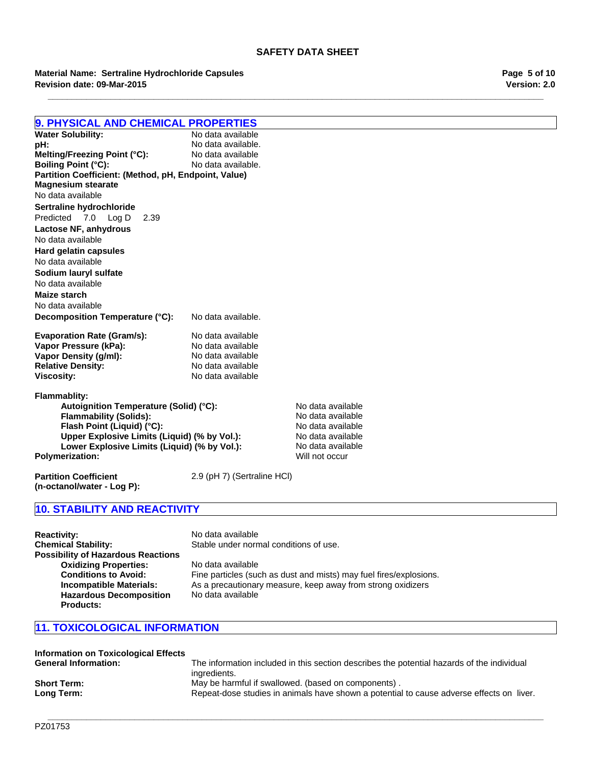## 9. PHYSICAL AND CHEMICAL PROPERTIES

**Water Solubility:** No data available
**pH:** No data available.
**Melting/Freezing Point (°C):** No data available
**Boiling Point (°C):** No data available.

**Partition Coefficient: (Method, pH, Endpoint, Value)**

**Magnesium stearate**
No data available

**Sertraline hydrochloride**
Predicted 7.0 Log D 2.39

**Lactose NF, anhydrous**
No data available

**Hard gelatin capsules**
No data available

**Sodium lauryl sulfate**
No data available

**Maize starch**
No data available

**Decomposition Temperature (°C):** No data available.

**Evaporation Rate (Gram/s):** No data available
**Vapor Pressure (kPa):** No data available
**Vapor Density (g/ml):** No data available
**Relative Density:** No data available
**Viscosity:** No data available

**Flammablity:**

- **Autoignition Temperature (Solid) (°C):** No data available
- **Flammability (Solids):** No data available
- **Flash Point (Liquid) (°C):** No data available
- **Upper Explosive Limits (Liquid) (% by Vol.):** No data available
- **Lower Explosive Limits (Liquid) (% by Vol.):** No data available

**Polymerization:** Will not occur

**Partition Coefficient (n-octanol/water - Log P):** 2.9 (pH 7) (Sertraline HCl)

## 10. STABILITY AND REACTIVITY

**Reactivity:** No data available
**Chemical Stability:** Stable under normal conditions of use.

**Possibility of Hazardous Reactions**

- **Oxidizing Properties:** No data available
- **Conditions to Avoid:** Fine particles (such as dust and mists) may fuel fires/explosions.
- **Incompatible Materials:** As a precautionary measure, keep away from strong oxidizers
- **Hazardous Decomposition Products:** No data available

## 11. TOXICOLOGICAL INFORMATION

**Information on Toxicological Effects**

**General Information:** The information included in this section describes the potential hazards of the individual ingredients.
**Short Term:** May be harmful if swallowed. (based on components) .
**Long Term:** Repeat-dose studies in animals have shown a potential to cause adverse effects on liver.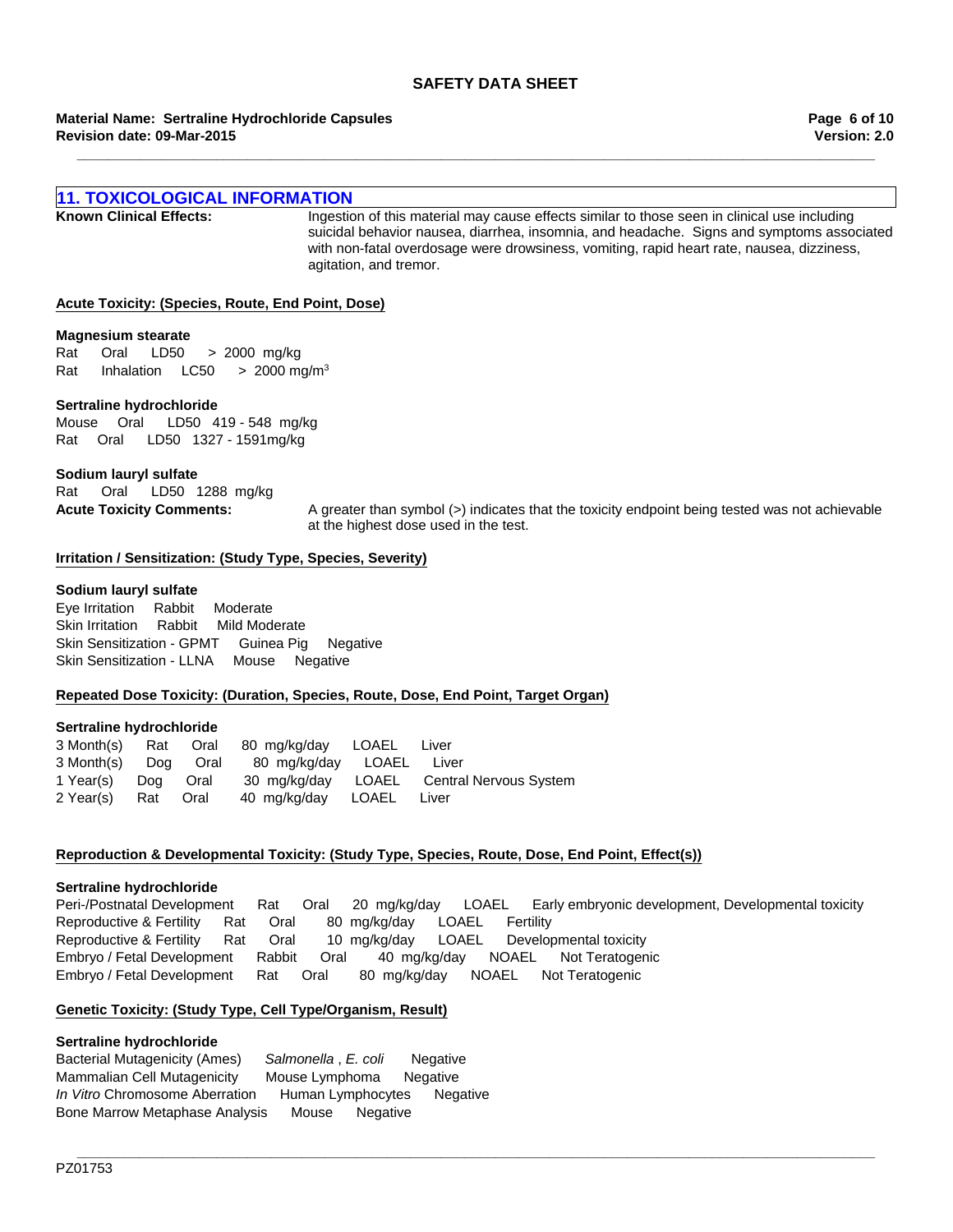## 11. TOXICOLOGICAL INFORMATION

**Known Clinical Effects:** Ingestion of this material may cause effects similar to those seen in clinical use including suicidal behavior nausea, diarrhea, insomnia, and headache. Signs and symptoms associated with non-fatal overdosage were drowsiness, vomiting, rapid heart rate, nausea, dizziness, agitation, and tremor.

**Acute Toxicity: (Species, Route, End Point, Dose)**

**Magnesium stearate**

| | | | |
|---|---|---|---|
| Rat | Oral | LD50 | > 2000 mg/kg |
| Rat | Inhalation | LC50 | > 2000 mg/m$^3$ |

**Sertraline hydrochloride**

| | | | |
|---|---|---|---|
| Mouse | Oral | LD50 | 419 - 548 mg/kg |
| Rat | Oral | LD50 | 1327 - 1591mg/kg |

**Sodium lauryl sulfate**

| | | | |
|---|---|---|---|
| Rat | Oral | LD50 | 1288 mg/kg |

**Acute Toxicity Comments:** A greater than symbol (>) indicates that the toxicity endpoint being tested was not achievable at the highest dose used in the test.

**Irritation / Sensitization: (Study Type, Species, Severity)**

**Sodium lauryl sulfate**

| | | |
|---|---|---|
| Eye Irritation | Rabbit | Moderate |
| Skin Irritation | Rabbit | Mild Moderate |
| Skin Sensitization - GPMT | Guinea Pig | Negative |
| Skin Sensitization - LLNA | Mouse | Negative |

**Repeated Dose Toxicity: (Duration, Species, Route, Dose, End Point, Target Organ)**

**Sertraline hydrochloride**

| | | | | | |
|---|---|---|---|---|---|
| 3 Month(s) | Rat | Oral | 80 mg/kg/day | LOAEL | Liver |
| 3 Month(s) | Dog | Oral | 80 mg/kg/day | LOAEL | Liver |
| 1 Year(s) | Dog | Oral | 30 mg/kg/day | LOAEL | Central Nervous System |
| 2 Year(s) | Rat | Oral | 40 mg/kg/day | LOAEL | Liver |

**Reproduction & Developmental Toxicity: (Study Type, Species, Route, Dose, End Point, Effect(s))**

**Sertraline hydrochloride**

| | | | | | |
|---|---|---|---|---|---|
| Peri-/Postnatal Development | Rat | Oral | 20 mg/kg/day | LOAEL | Early embryonic development, Developmental toxicity |
| Reproductive & Fertility | Rat | Oral | 80 mg/kg/day | LOAEL | Fertility |
| Reproductive & Fertility | Rat | Oral | 10 mg/kg/day | LOAEL | Developmental toxicity |
| Embryo / Fetal Development | Rabbit | Oral | 40 mg/kg/day | NOAEL | Not Teratogenic |
| Embryo / Fetal Development | Rat | Oral | 80 mg/kg/day | NOAEL | Not Teratogenic |

**Genetic Toxicity: (Study Type, Cell Type/Organism, Result)**

**Sertraline hydrochloride**

| | | |
|---|---|---|
| Bacterial Mutagenicity (Ames) | *Salmonella* , *E. coli* | Negative |
| Mammalian Cell Mutagenicity | Mouse Lymphoma | Negative |
| *In Vitro* Chromosome Aberration | Human Lymphocytes | Negative |
| Bone Marrow Metaphase Analysis | Mouse | Negative |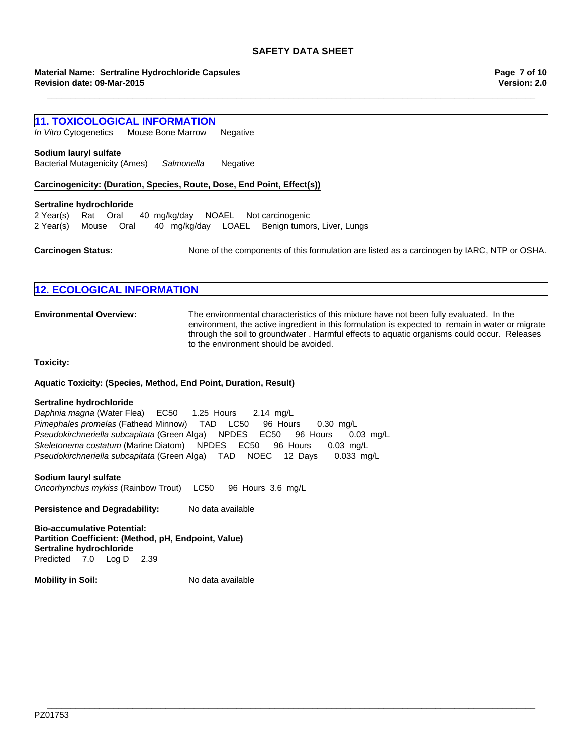## 11. TOXICOLOGICAL INFORMATION

*In Vitro* Cytogenetics Mouse Bone Marrow Negative

**Sodium lauryl sulfate**

Bacterial Mutagenicity (Ames) *Salmonella* Negative

**Carcinogenicity: (Duration, Species, Route, Dose, End Point, Effect(s))**

**Sertraline hydrochloride**

| | | | | | |
|---|---|---|---|---|---|
| 2 Year(s) | Rat | Oral | 40 mg/kg/day | NOAEL | Not carcinogenic |
| 2 Year(s) | Mouse | Oral | 40 mg/kg/day | LOAEL | Benign tumors, Liver, Lungs |

**Carcinogen Status:** None of the components of this formulation are listed as a carcinogen by IARC, NTP or OSHA.

## 12. ECOLOGICAL INFORMATION

**Environmental Overview:** The environmental characteristics of this mixture have not been fully evaluated. In the environment, the active ingredient in this formulation is expected to remain in water or migrate through the soil to groundwater . Harmful effects to aquatic organisms could occur. Releases to the environment should be avoided.

**Toxicity:**

**Aquatic Toxicity: (Species, Method, End Point, Duration, Result)**

**Sertraline hydrochloride**

| | | | | |
|---|---|---|---|---|
| *Daphnia magna* (Water Flea) | | EC50 | 1.25 Hours | 2.14 mg/L |
| *Pimephales promelas* (Fathead Minnow) | TAD | LC50 | 96 Hours | 0.30 mg/L |
| *Pseudokirchneriella subcapitata* (Green Alga) | NPDES | EC50 | 96 Hours | 0.03 mg/L |
| *Skeletonema costatum* (Marine Diatom) | NPDES | EC50 | 96 Hours | 0.03 mg/L |
| *Pseudokirchneriella subcapitata* (Green Alga) | TAD | NOEC | 12 Days | 0.033 mg/L |

**Sodium lauryl sulfate**

*Oncorhynchus mykiss* (Rainbow Trout) LC50 96 Hours 3.6 mg/L

**Persistence and Degradability:** No data available

**Bio-accumulative Potential:**
**Partition Coefficient: (Method, pH, Endpoint, Value)**
**Sertraline hydrochloride**

Predicted 7.0 Log D 2.39

**Mobility in Soil:** No data available

PZ01753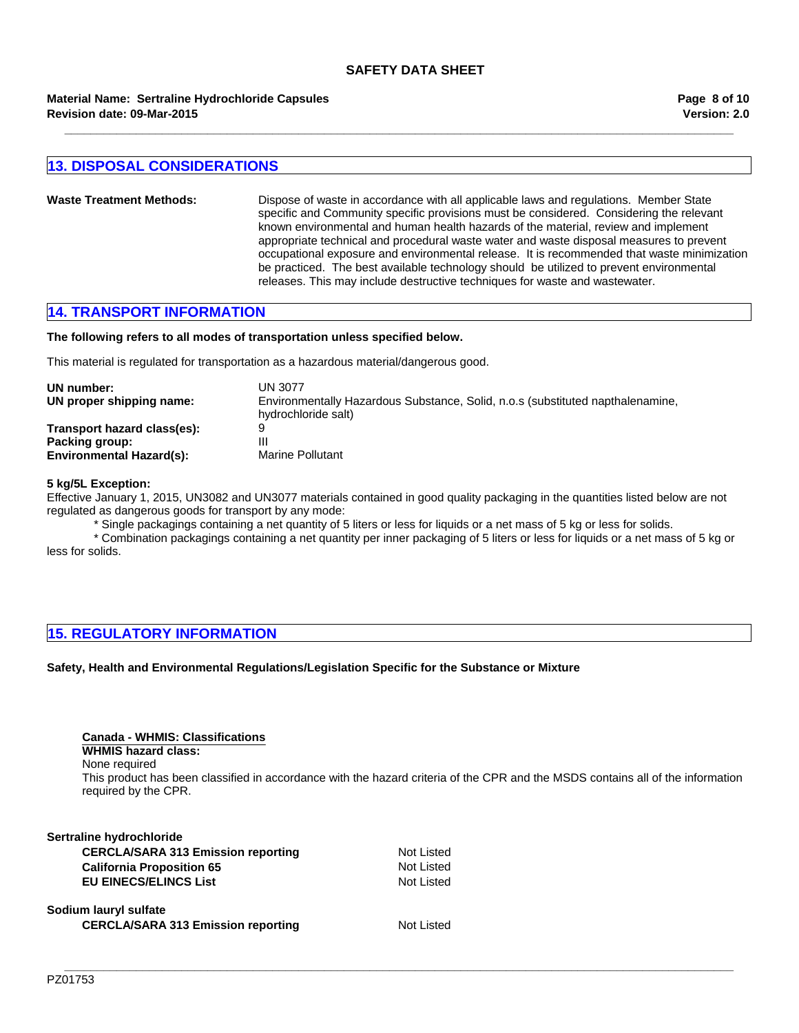## 13. DISPOSAL CONSIDERATIONS

**Waste Treatment Methods:** Dispose of waste in accordance with all applicable laws and regulations. Member State specific and Community specific provisions must be considered. Considering the relevant known environmental and human health hazards of the material, review and implement appropriate technical and procedural waste water and waste disposal measures to prevent occupational exposure and environmental release. It is recommended that waste minimization be practiced. The best available technology should be utilized to prevent environmental releases. This may include destructive techniques for waste and wastewater.

## 14. TRANSPORT INFORMATION

**The following refers to all modes of transportation unless specified below.**

This material is regulated for transportation as a hazardous material/dangerous good.

| | |
|---|---|
| **UN number:** | UN 3077 |
| **UN proper shipping name:** | Environmentally Hazardous Substance, Solid, n.o.s (substituted napthalenamine, hydrochloride salt) |
| **Transport hazard class(es):** | 9 |
| **Packing group:** | III |
| **Environmental Hazard(s):** | Marine Pollutant |

**5 kg/5L Exception:**
Effective January 1, 2015, UN3082 and UN3077 materials contained in good quality packaging in the quantities listed below are not regulated as dangerous goods for transport by any mode:

* Single packagings containing a net quantity of 5 liters or less for liquids or a net mass of 5 kg or less for solids.
* Combination packagings containing a net quantity per inner packaging of 5 liters or less for liquids or a net mass of 5 kg or less for solids.

## 15. REGULATORY INFORMATION

**Safety, Health and Environmental Regulations/Legislation Specific for the Substance or Mixture**

**Canada - WHMIS: Classifications**
**WHMIS hazard class:**
None required
This product has been classified in accordance with the hazard criteria of the CPR and the MSDS contains all of the information required by the CPR.

**Sertraline hydrochloride**

| | |
|---|---|
| **CERCLA/SARA 313 Emission reporting** | Not Listed |
| **California Proposition 65** | Not Listed |
| **EU EINECS/ELINCS List** | Not Listed |

**Sodium lauryl sulfate**

| | |
|---|---|
| **CERCLA/SARA 313 Emission reporting** | Not Listed |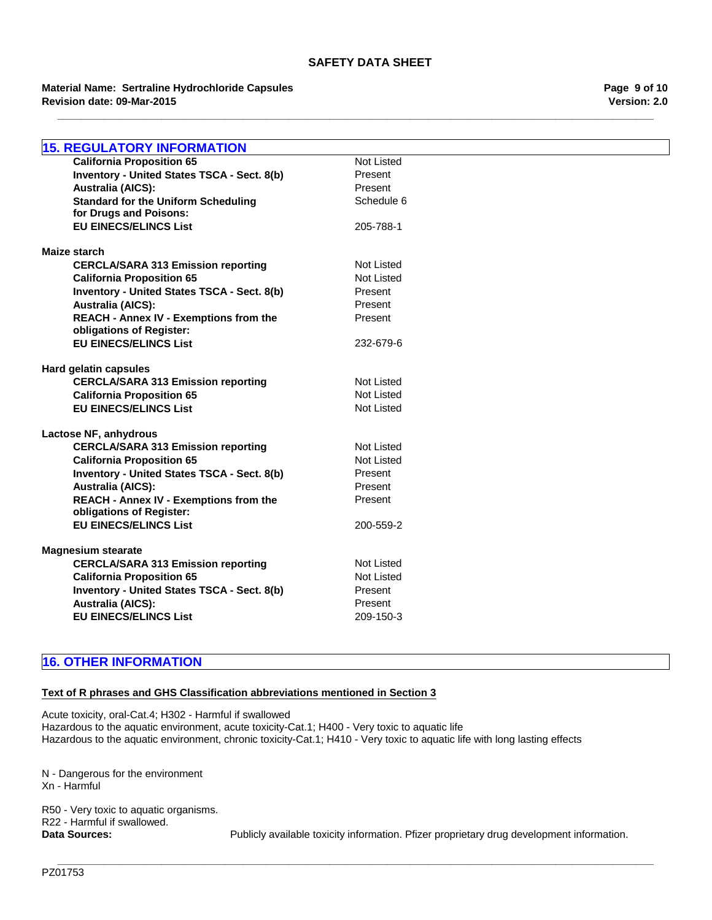## 15. REGULATORY INFORMATION

| | |
|---|---|
| **California Proposition 65** | Not Listed |
| **Inventory - United States TSCA - Sect. 8(b)** | Present |
| **Australia (AICS):** | Present |
| **Standard for the Uniform Scheduling for Drugs and Poisons:** | Schedule 6 |
| **EU EINECS/ELINCS List** | 205-788-1 |

**Maize starch**

| | |
|---|---|
| **CERCLA/SARA 313 Emission reporting** | Not Listed |
| **California Proposition 65** | Not Listed |
| **Inventory - United States TSCA - Sect. 8(b)** | Present |
| **Australia (AICS):** | Present |
| **REACH - Annex IV - Exemptions from the obligations of Register:** | Present |
| **EU EINECS/ELINCS List** | 232-679-6 |

**Hard gelatin capsules**

| | |
|---|---|
| **CERCLA/SARA 313 Emission reporting** | Not Listed |
| **California Proposition 65** | Not Listed |
| **EU EINECS/ELINCS List** | Not Listed |

**Lactose NF, anhydrous**

| | |
|---|---|
| **CERCLA/SARA 313 Emission reporting** | Not Listed |
| **California Proposition 65** | Not Listed |
| **Inventory - United States TSCA - Sect. 8(b)** | Present |
| **Australia (AICS):** | Present |
| **REACH - Annex IV - Exemptions from the obligations of Register:** | Present |
| **EU EINECS/ELINCS List** | 200-559-2 |

**Magnesium stearate**

| | |
|---|---|
| **CERCLA/SARA 313 Emission reporting** | Not Listed |
| **California Proposition 65** | Not Listed |
| **Inventory - United States TSCA - Sect. 8(b)** | Present |
| **Australia (AICS):** | Present |
| **EU EINECS/ELINCS List** | 209-150-3 |

## 16. OTHER INFORMATION

**Text of R phrases and GHS Classification abbreviations mentioned in Section 3**

Acute toxicity, oral-Cat.4; H302 - Harmful if swallowed
Hazardous to the aquatic environment, acute toxicity-Cat.1; H400 - Very toxic to aquatic life
Hazardous to the aquatic environment, chronic toxicity-Cat.1; H410 - Very toxic to aquatic life with long lasting effects

N - Dangerous for the environment
Xn - Harmful

R50 - Very toxic to aquatic organisms.
R22 - Harmful if swallowed.

**Data Sources:** Publicly available toxicity information. Pfizer proprietary drug development information.

PZ01753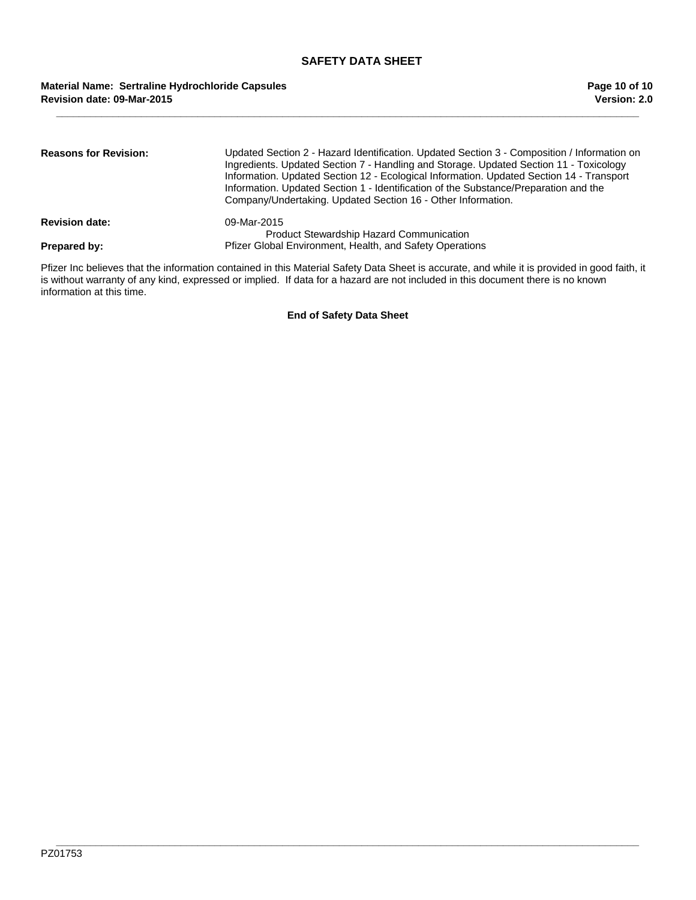**Reasons for Revision:** Updated Section 2 - Hazard Identification. Updated Section 3 - Composition / Information on Ingredients. Updated Section 7 - Handling and Storage. Updated Section 11 - Toxicology Information. Updated Section 12 - Ecological Information. Updated Section 14 - Transport Information. Updated Section 1 - Identification of the Substance/Preparation and the Company/Undertaking. Updated Section 16 - Other Information.

**Revision date:** 09-Mar-2015

**Prepared by:** Product Stewardship Hazard Communication
Pfizer Global Environment, Health, and Safety Operations

Pfizer Inc believes that the information contained in this Material Safety Data Sheet is accurate, and while it is provided in good faith, it is without warranty of any kind, expressed or implied. If data for a hazard are not included in this document there is no known information at this time.

**End of Safety Data Sheet**

PZ01753